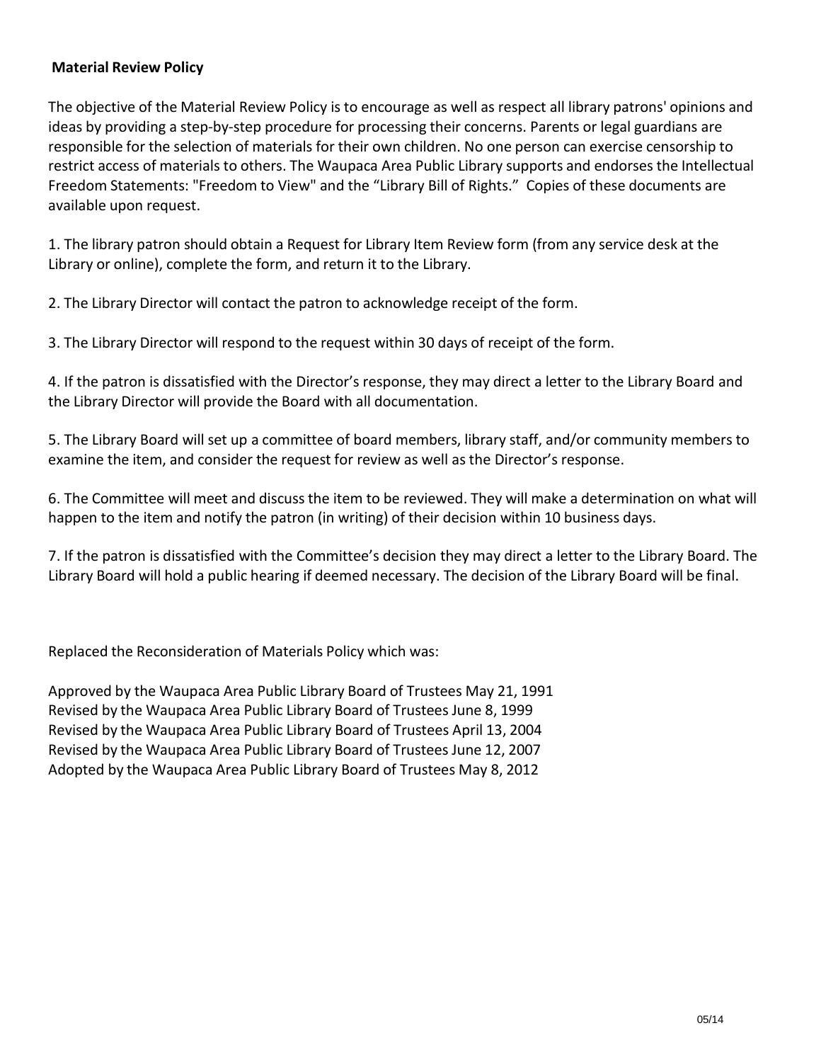**Material Review Policy**

The objective of the Material Review Policy is to encourage as well as respect all library patrons' opinions and ideas by providing a step-by-step procedure for processing their concerns. Parents or legal guardians are responsible for the selection of materials for their own children. No one person can exercise censorship to restrict access of materials to others. The Waupaca Area Public Library supports and endorses the Intellectual Freedom Statements: "Freedom to View" and the "Library Bill of Rights." Copies of these documents are available upon request.

1. The library patron should obtain a Request for Library Item Review form (from any service desk at the Library or online), complete the form, and return it to the Library.

2. The Library Director will contact the patron to acknowledge receipt of the form.

3. The Library Director will respond to the request within 30 days of receipt of the form.

4. If the patron is dissatisfied with the Director's response, they may direct a letter to the Library Board and the Library Director will provide the Board with all documentation.

5. The Library Board will set up a committee of board members, library staff, and/or community members to examine the item, and consider the request for review as well as the Director's response.

6. The Committee will meet and discuss the item to be reviewed. They will make a determination on what will happen to the item and notify the patron (in writing) of their decision within 10 business days.

7. If the patron is dissatisfied with the Committee's decision they may direct a letter to the Library Board. The Library Board will hold a public hearing if deemed necessary. The decision of the Library Board will be final.

Replaced the Reconsideration of Materials Policy which was:

Approved by the Waupaca Area Public Library Board of Trustees May 21, 1991
Revised by the Waupaca Area Public Library Board of Trustees June 8, 1999
Revised by the Waupaca Area Public Library Board of Trustees April 13, 2004
Revised by the Waupaca Area Public Library Board of Trustees June 12, 2007
Adopted by the Waupaca Area Public Library Board of Trustees May 8, 2012

05/14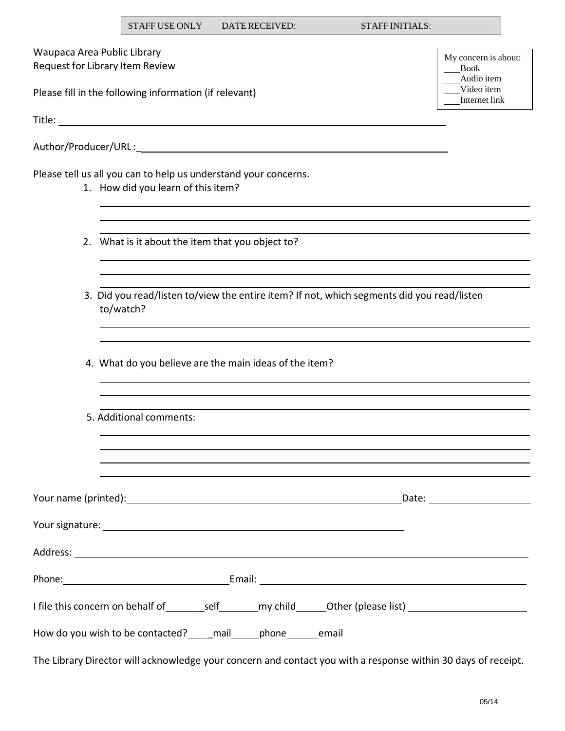STAFF USE ONLY DATE RECEIVED:\_\_\_\_\_\_\_\_\_\_\_\_ STAFF INITIALS: \_\_\_\_\_\_\_\_\_\_

Waupaca Area Public Library
Request for Library Item Review

My concern is about:
___Book
___Audio item
___Video item
___Internet link

Please fill in the following information (if relevant)

Title: ______________________________________________________________

Author/Producer/URL: ______________________________________________________________

Please tell us all you can to help us understand your concerns.

1. How did you learn of this item?

______________________________________________________________
______________________________________________________________
______________________________________________________________

2. What is it about the item that you object to?

______________________________________________________________
______________________________________________________________
______________________________________________________________

3. Did you read/listen to/view the entire item? If not, which segments did you read/listen to/watch?

______________________________________________________________
______________________________________________________________
______________________________________________________________

4. What do you believe are the main ideas of the item?

______________________________________________________________
______________________________________________________________
______________________________________________________________

5. Additional comments:

______________________________________________________________
______________________________________________________________
______________________________________________________________
______________________________________________________________

Your name (printed): ________________________________________ Date: ______________

Your signature: ________________________________________

Address: ______________________________________________________________

Phone: ______________________ Email: ________________________________________

I file this concern on behalf of _______self _______my child _____Other (please list) __________________

How do you wish to be contacted? _____mail _____phone ______email

The Library Director will acknowledge your concern and contact you with a response within 30 days of receipt.

05/14